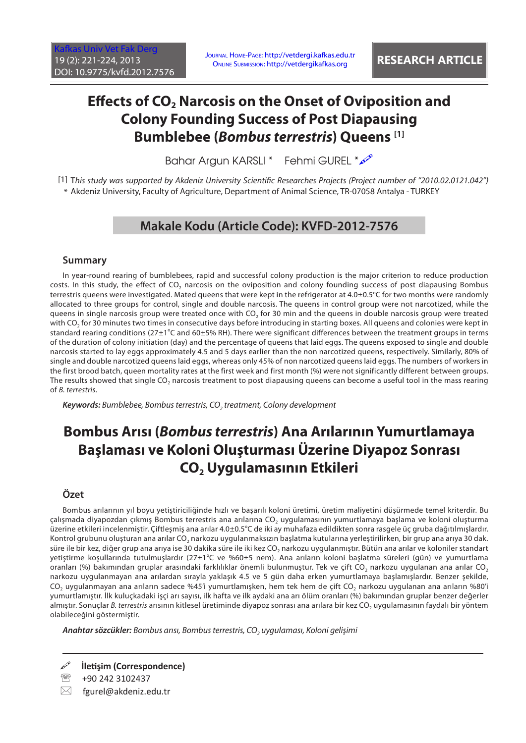RESEARCH ARTICLE

# Effects of $CO_2$ Narcosis on the Onset of Oviposition and Colony Founding Success of Post Diapausing Bumblebee (*Bombus terrestris*) Queens [1]

Bahar Argun KARSLI * Fehmi GUREL *

[1] This study was supported by Akdeniz University Scientific Researches Projects (Project number of "2010.02.0121.042")
\* Akdeniz University, Faculty of Agriculture, Department of Animal Science, TR-07058 Antalya - TURKEY

**Makale Kodu (Article Code): KVFD-2012-7576**

## Summary

In year-round rearing of bumblebees, rapid and successful colony production is the major criterion to reduce production costs. In this study, the effect of $CO_2$ narcosis on the oviposition and colony founding success of post diapausing Bombus terrestris queens were investigated. Mated queens that were kept in the refrigerator at 4.0±0.5°C for two months were randomly allocated to three groups for control, single and double narcosis. The queens in control group were not narcotized, while the queens in single narcosis group were treated once with $CO_2$ for 30 min and the queens in double narcosis group were treated with $CO_2$ for 30 minutes two times in consecutive days before introducing in starting boxes. All queens and colonies were kept in standard rearing conditions (27±1°C and 60±5% RH). There were significant differences between the treatment groups in terms of the duration of colony initiation (day) and the percentage of queens that laid eggs. The queens exposed to single and double narcosis started to lay eggs approximately 4.5 and 5 days earlier than the non narcotized queens, respectively. Similarly, 80% of single and double narcotized queens laid eggs, whereas only 45% of non narcotized queens laid eggs. The numbers of workers in the first brood batch, queen mortality rates at the first week and first month (%) were not significantly different between groups. The results showed that single $CO_2$ narcosis treatment to post diapausing queens can become a useful tool in the mass rearing of *B. terrestris*.

***Keywords:*** *Bumblebee, Bombus terrestris, $CO_2$ treatment, Colony development*

# Bombus Arısı (*Bombus terrestris*) Ana Arılarının Yumurtlamaya Başlaması ve Koloni Oluşturması Üzerine Diyapoz Sonrası $CO_2$ Uygulamasının Etkileri

## Özet

Bombus arılarının yıl boyu yetiştiriciliğinde hızlı ve başarılı koloni üretimi, üretim maliyetini düşürmede temel kriterdir. Bu çalışmada diyapozdan çıkmış Bombus terrestris ana arılarına $CO_2$ uygulamasının yumurtlamaya başlama ve koloni oluşturma üzerine etkileri incelenmiştir. Çiftleşmiş ana arılar 4.0±0.5°C de iki ay muhafaza edildikten sonra rasgele üç gruba dağıtılmışlardır. Kontrol grubunu oluşturan ana arılar $CO_2$ narkozu uygulanmaksızın başlatma kutularına yerleştirilirken, bir grup ana arıya 30 dak. süre ile bir kez, diğer grup ana arıya ise 30 dakika süre ile iki kez $CO_2$ narkozu uygulanmıştır. Bütün ana arılar ve koloniler standart yetiştirme koşullarında tutulmuşlardır (27±1°C ve %60±5 nem). Ana arıların koloni başlatma süreleri (gün) ve yumurtlama oranları (%) bakımından gruplar arasındaki farklılıklar önemli bulunmuştur. Tek ve çift $CO_2$ narkozu uygulanan ana arılar $CO_2$ narkozu uygulanmayan ana arılardan sırayla yaklaşık 4.5 ve 5 gün daha erken yumurtlamaya başlamışlardır. Benzer şekilde, $CO_2$ uygulanmayan ana arıların sadece %45'i yumurtlamışken, hem tek hem de çift $CO_2$ narkozu uygulanan ana arıların %80'i yumurtlamıştır. İlk kuluçkadaki işçi arı sayısı, ilk hafta ve ilk aydaki ana arı ölüm oranları (%) bakımından gruplar benzer değerler almıştır. Sonuçlar *B. terrestris* arısının kitlesel üretiminde diyapoz sonrası ana arılara bir kez $CO_2$ uygulamasının faydalı bir yöntem olabileceğini göstermiştir.

***Anahtar sözcükler:*** *Bombus arısı, Bombus terrestris, $CO_2$ uygulaması, Koloni gelişimi*

**İletişim (Correspondence)**

+90 242 3102437

fgurel@akdeniz.edu.tr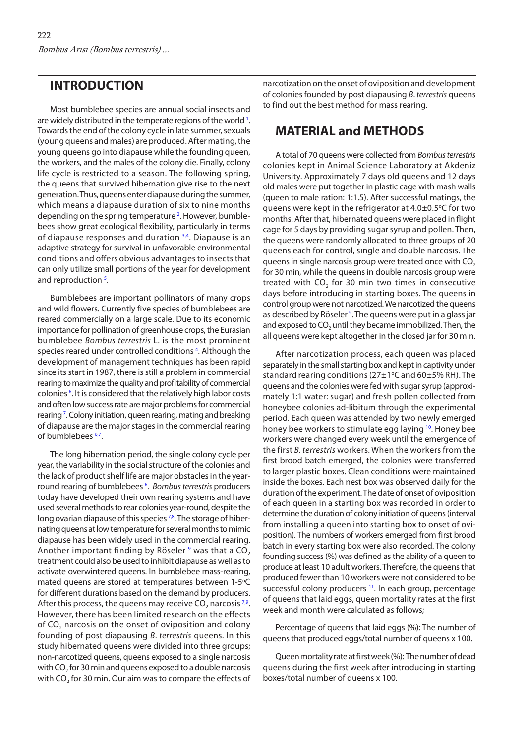## INTRODUCTION

Most bumblebee species are annual social insects and are widely distributed in the temperate regions of the world [1]. Towards the end of the colony cycle in late summer, sexuals (young queens and males) are produced. After mating, the young queens go into diapause while the founding queen, the workers, and the males of the colony die. Finally, colony life cycle is restricted to a season. The following spring, the queens that survived hibernation give rise to the next generation. Thus, queens enter diapause during the summer, which means a diapause duration of six to nine months depending on the spring temperature [2]. However, bumblebees show great ecological flexibility, particularly in terms of diapause responses and duration [3,4]. Diapause is an adaptive strategy for survival in unfavorable environmental conditions and offers obvious advantages to insects that can only utilize small portions of the year for development and reproduction [5].

Bumblebees are important pollinators of many crops and wild flowers. Currently five species of bumblebees are reared commercially on a large scale. Due to its economic importance for pollination of greenhouse crops, the Eurasian bumblebee *Bombus terrestris* L. is the most prominent species reared under controlled conditions [4]. Although the development of management techniques has been rapid since its start in 1987, there is still a problem in commercial rearing to maximize the quality and profitability of commercial colonies [6]. It is considered that the relatively high labor costs and often low success rate are major problems for commercial rearing [7]. Colony initiation, queen rearing, mating and breaking of diapause are the major stages in the commercial rearing of bumblebees [6,7].

The long hibernation period, the single colony cycle per year, the variability in the social structure of the colonies and the lack of product shelf life are major obstacles in the year-round rearing of bumblebees [6]. *Bombus terrestris* producers today have developed their own rearing systems and have used several methods to rear colonies year-round, despite the long ovarian diapause of this species [7,8]. The storage of hibernating queens at low temperature for several months to mimic diapause has been widely used in the commercial rearing. Another important finding by Röseler [9] was that a $CO_2$ treatment could also be used to inhibit diapause as well as to activate overwintered queens. In bumblebee mass-rearing, mated queens are stored at temperatures between 1-5°C for different durations based on the demand by producers. After this process, the queens may receive $CO_2$ narcosis [7,9]. However, there has been limited research on the effects of $CO_2$ narcosis on the onset of oviposition and colony founding of post diapausing *B. terrestris* queens. In this study hibernated queens were divided into three groups; non-narcotized queens, queens exposed to a single narcosis with $CO_2$ for 30 min and queens exposed to a double narcosis with $CO_2$ for 30 min. Our aim was to compare the effects of narcotization on the onset of oviposition and development of colonies founded by post diapausing *B. terrestris* queens to find out the best method for mass rearing.

## MATERIAL and METHODS

A total of 70 queens were collected from *Bombus terrestris* colonies kept in Animal Science Laboratory at Akdeniz University. Approximately 7 days old queens and 12 days old males were put together in plastic cage with mash walls (queen to male ration: 1:1.5). After successful matings, the queens were kept in the refrigerator at 4.0±0.5°C for two months. After that, hibernated queens were placed in flight cage for 5 days by providing sugar syrup and pollen. Then, the queens were randomly allocated to three groups of 20 queens each for control, single and double narcosis. The queens in single narcosis group were treated once with $CO_2$ for 30 min, while the queens in double narcosis group were treated with $CO_2$ for 30 min two times in consecutive days before introducing in starting boxes. The queens in control group were not narcotized. We narcotized the queens as described by Röseler [9]. The queens were put in a glass jar and exposed to $CO_2$ until they became immobilized. Then, the all queens were kept altogether in the closed jar for 30 min.

After narcotization process, each queen was placed separately in the small starting box and kept in captivity under standard rearing conditions (27±1°C and 60±5% RH). The queens and the colonies were fed with sugar syrup (approximately 1:1 water: sugar) and fresh pollen collected from honeybee colonies ad-libitum through the experimental period. Each queen was attended by two newly emerged honey bee workers to stimulate egg laying [10]. Honey bee workers were changed every week until the emergence of the first *B. terrestris* workers. When the workers from the first brood batch emerged, the colonies were transferred to larger plastic boxes. Clean conditions were maintained inside the boxes. Each nest box was observed daily for the duration of the experiment. The date of onset of oviposition of each queen in a starting box was recorded in order to determine the duration of colony initiation of queens (interval from installing a queen into starting box to onset of oviposition). The numbers of workers emerged from first brood batch in every starting box were also recorded. The colony founding success (%) was defined as the ability of a queen to produce at least 10 adult workers. Therefore, the queens that produced fewer than 10 workers were not considered to be successful colony producers [11]. In each group, percentage of queens that laid eggs, queen mortality rates at the first week and month were calculated as follows;

Percentage of queens that laid eggs (%): The number of queens that produced eggs/total number of queens x 100.

Queen mortality rate at first week (%): The number of dead queens during the first week after introducing in starting boxes/total number of queens x 100.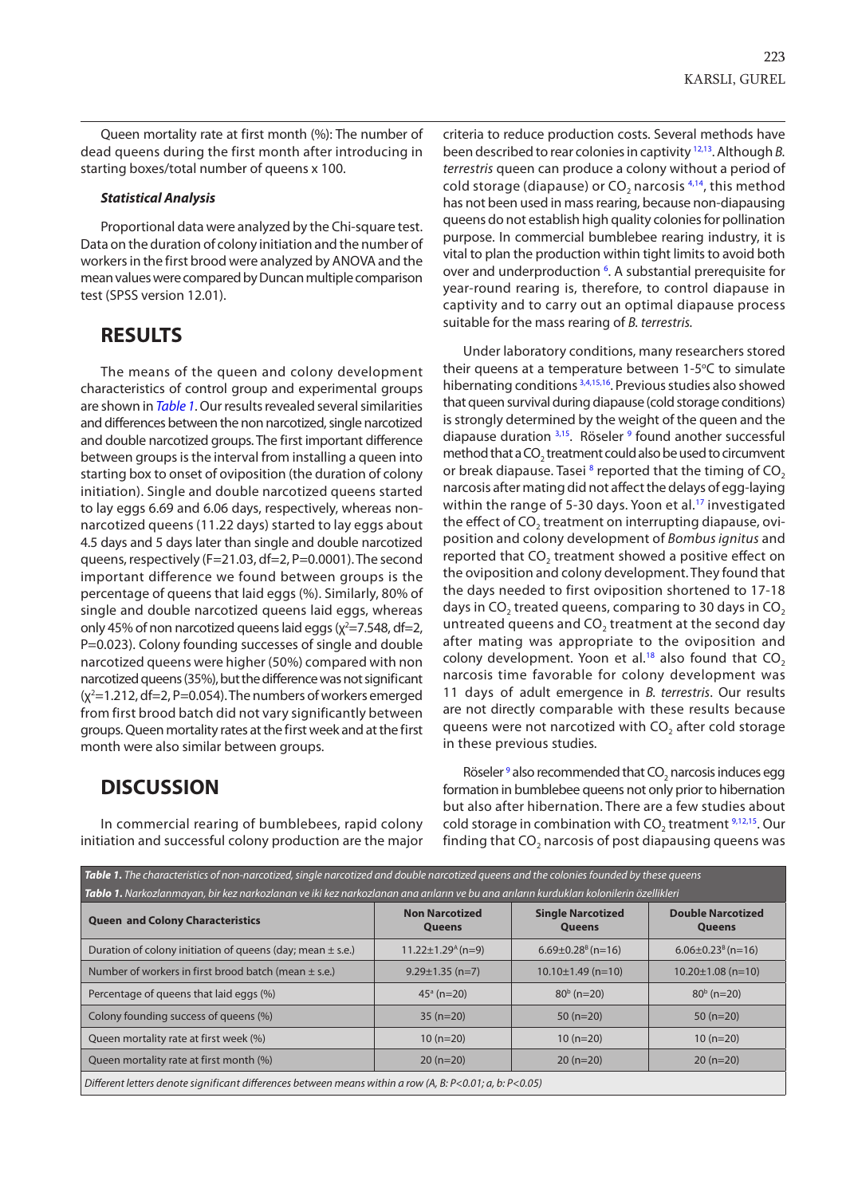Queen mortality rate at first month (%): The number of dead queens during the first month after introducing in starting boxes/total number of queens x 100.

### Statistical Analysis

Proportional data were analyzed by the Chi-square test. Data on the duration of colony initiation and the number of workers in the first brood were analyzed by ANOVA and the mean values were compared by Duncan multiple comparison test (SPSS version 12.01).

## RESULTS

The means of the queen and colony development characteristics of control group and experimental groups are shown in *Table 1*. Our results revealed several similarities and differences between the non narcotized, single narcotized and double narcotized groups. The first important difference between groups is the interval from installing a queen into starting box to onset of oviposition (the duration of colony initiation). Single and double narcotized queens started to lay eggs 6.69 and 6.06 days, respectively, whereas non-narcotized queens (11.22 days) started to lay eggs about 4.5 days and 5 days later than single and double narcotized queens, respectively (F=21.03, df=2, P=0.0001). The second important difference we found between groups is the percentage of queens that laid eggs (%). Similarly, 80% of single and double narcotized queens laid eggs, whereas only 45% of non narcotized queens laid eggs ($\chi^2$=7.548, df=2, P=0.023). Colony founding successes of single and double narcotized queens were higher (50%) compared with non narcotized queens (35%), but the difference was not significant ($\chi^2$=1.212, df=2, P=0.054). The numbers of workers emerged from first brood batch did not vary significantly between groups. Queen mortality rates at the first week and at the first month were also similar between groups.

## DISCUSSION

In commercial rearing of bumblebees, rapid colony initiation and successful colony production are the major criteria to reduce production costs. Several methods have been described to rear colonies in captivity [12,13]. Although *B. terrestris* queen can produce a colony without a period of cold storage (diapause) or $CO_2$ narcosis [4,14], this method has not been used in mass rearing, because non-diapausing queens do not establish high quality colonies for pollination purpose. In commercial bumblebee rearing industry, it is vital to plan the production within tight limits to avoid both over and underproduction [6]. A substantial prerequisite for year-round rearing is, therefore, to control diapause in captivity and to carry out an optimal diapause process suitable for the mass rearing of *B. terrestris.*

Under laboratory conditions, many researchers stored their queens at a temperature between 1-5°C to simulate hibernating conditions [3,4,15,16]. Previous studies also showed that queen survival during diapause (cold storage conditions) is strongly determined by the weight of the queen and the diapause duration [3,15]. Röseler [9] found another successful method that a $CO_2$ treatment could also be used to circumvent or break diapause. Tasei [8] reported that the timing of $CO_2$ narcosis after mating did not affect the delays of egg-laying within the range of 5-30 days. Yoon et al.[17] investigated the effect of $CO_2$ treatment on interrupting diapause, oviposition and colony development of *Bombus ignitus* and reported that $CO_2$ treatment showed a positive effect on the oviposition and colony development. They found that the days needed to first oviposition shortened to 17-18 days in $CO_2$ treated queens, comparing to 30 days in $CO_2$ untreated queens and $CO_2$ treatment at the second day after mating was appropriate to the oviposition and colony development. Yoon et al.[18] also found that $CO_2$ narcosis time favorable for colony development was 11 days of adult emergence in *B. terrestris*. Our results are not directly comparable with these results because queens were not narcotized with $CO_2$ after cold storage in these previous studies.

Röseler [9] also recommended that $CO_2$ narcosis induces egg formation in bumblebee queens not only prior to hibernation but also after hibernation. There are a few studies about cold storage in combination with $CO_2$ treatment [9,12,15]. Our finding that $CO_2$ narcosis of post diapausing queens was

***Table 1.*** *The characteristics of non-narcotized, single narcotized and double narcotized queens and the colonies founded by these queens*
***Tablo 1.*** *Narkozlanmayan, bir kez narkozlanan ve iki kez narkozlanan ana arıların ve bu ana arıların kurdukları kolonilerin özellikleri*

| Queen and Colony Characteristics | Non Narcotized Queens | Single Narcotized Queens | Double Narcotized Queens |
|---|---|---|---|
| Duration of colony initiation of queens (day; mean ± s.e.) | 11.22±1.29[A] (n=9) | 6.69±0.28[B] (n=16) | 6.06±0.23[B] (n=16) |
| Number of workers in first brood batch (mean ± s.e.) | 9.29±1.35 (n=7) | 10.10±1.49 (n=10) | 10.20±1.08 (n=10) |
| Percentage of queens that laid eggs (%) | 45[a] (n=20) | 80[b] (n=20) | 80[b] (n=20) |
| Colony founding success of queens (%) | 35 (n=20) | 50 (n=20) | 50 (n=20) |
| Queen mortality rate at first week (%) | 10 (n=20) | 10 (n=20) | 10 (n=20) |
| Queen mortality rate at first month (%) | 20 (n=20) | 20 (n=20) | 20 (n=20) |

*Different letters denote significant differences between means within a row (A, B: P<0.01; a, b: P<0.05)*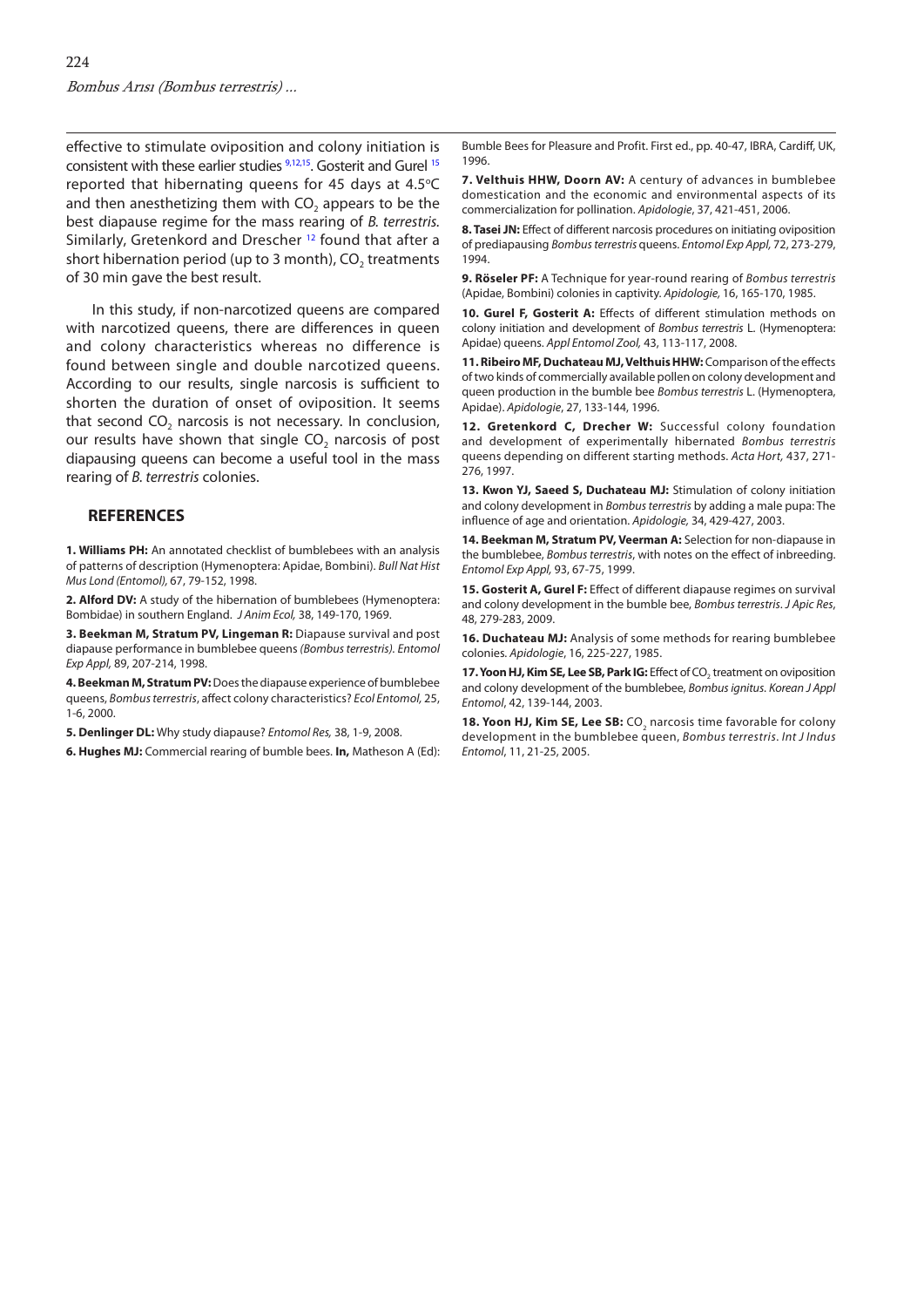effective to stimulate oviposition and colony initiation is consistent with these earlier studies [9,12,15]. Gosterit and Gurel [15] reported that hibernating queens for 45 days at 4.5°C and then anesthetizing them with $CO_2$ appears to be the best diapause regime for the mass rearing of *B. terrestris.* Similarly, Gretenkord and Drescher [12] found that after a short hibernation period (up to 3 month), $CO_2$ treatments of 30 min gave the best result.

In this study, if non-narcotized queens are compared with narcotized queens, there are differences in queen and colony characteristics whereas no difference is found between single and double narcotized queens. According to our results, single narcosis is sufficient to shorten the duration of onset of oviposition. It seems that second $CO_2$ narcosis is not necessary. In conclusion, our results have shown that single $CO_2$ narcosis of post diapausing queens can become a useful tool in the mass rearing of *B. terrestris* colonies.

## REFERENCES

**1. Williams PH:** An annotated checklist of bumblebees with an analysis of patterns of description (Hymenoptera: Apidae, Bombini). *Bull Nat Hist Mus Lond (Entomol),* 67, 79-152, 1998.

**2. Alford DV:** A study of the hibernation of bumblebees (Hymenoptera: Bombidae) in southern England. *J Anim Ecol,* 38, 149-170, 1969.

**3. Beekman M, Stratum PV, Lingeman R:** Diapause survival and post diapause performance in bumblebee queens *(Bombus terrestris). Entomol Exp Appl,* 89, 207-214, 1998.

**4. Beekman M, Stratum PV:** Does the diapause experience of bumblebee queens, *Bombus terrestris*, affect colony characteristics? *Ecol Entomol,* 25, 1-6, 2000.

**5. Denlinger DL:** Why study diapause? *Entomol Res,* 38, 1-9, 2008.

**6. Hughes MJ:** Commercial rearing of bumble bees. **In,** Matheson A (Ed): Bumble Bees for Pleasure and Profit. First ed., pp. 40-47, IBRA, Cardiff, UK, 1996.

**7. Velthuis HHW, Doorn AV:** A century of advances in bumblebee domestication and the economic and environmental aspects of its commercialization for pollination. *Apidologie*, 37, 421-451, 2006.

**8. Tasei JN:** Effect of different narcosis procedures on initiating oviposition of prediapausing *Bombus terrestris* queens. *Entomol Exp Appl,* 72, 273-279, 1994.

**9. Röseler PF:** A Technique for year-round rearing of *Bombus terrestris* (Apidae, Bombini) colonies in captivity. *Apidologie,* 16, 165-170, 1985.

**10. Gurel F, Gosterit A:** Effects of different stimulation methods on colony initiation and development of *Bombus terrestris* L. (Hymenoptera: Apidae) queens. *Appl Entomol Zool,* 43, 113-117, 2008.

**11. Ribeiro MF, Duchateau MJ, Velthuis HHW:** Comparison of the effects of two kinds of commercially available pollen on colony development and queen production in the bumble bee *Bombus terrestris* L. (Hymenoptera, Apidae). *Apidologie*, 27, 133-144, 1996.

**12. Gretenkord C, Drecher W:** Successful colony foundation and development of experimentally hibernated *Bombus terrestris* queens depending on different starting methods. *Acta Hort,* 437, 271-276, 1997.

**13. Kwon YJ, Saeed S, Duchateau MJ:** Stimulation of colony initiation and colony development in *Bombus terrestris* by adding a male pupa: The influence of age and orientation. *Apidologie,* 34, 429-427, 2003.

**14. Beekman M, Stratum PV, Veerman A:** Selection for non-diapause in the bumblebee, *Bombus terrestris*, with notes on the effect of inbreeding. *Entomol Exp Appl,* 93, 67-75, 1999.

**15. Gosterit A, Gurel F:** Effect of different diapause regimes on survival and colony development in the bumble bee, *Bombus terrestris*. *J Apic Res*, 48, 279-283, 2009.

**16. Duchateau MJ:** Analysis of some methods for rearing bumblebee colonies. *Apidologie*, 16, 225-227, 1985.

**17. Yoon HJ, Kim SE, Lee SB, Park IG:** Effect of $CO_2$ treatment on oviposition and colony development of the bumblebee, *Bombus ignitus*. *Korean J Appl Entomol*, 42, 139-144, 2003.

**18. Yoon HJ, Kim SE, Lee SB:** $CO_2$ narcosis time favorable for colony development in the bumblebee queen, *Bombus terrestris*. *Int J Indus Entomol*, 11, 21-25, 2005.